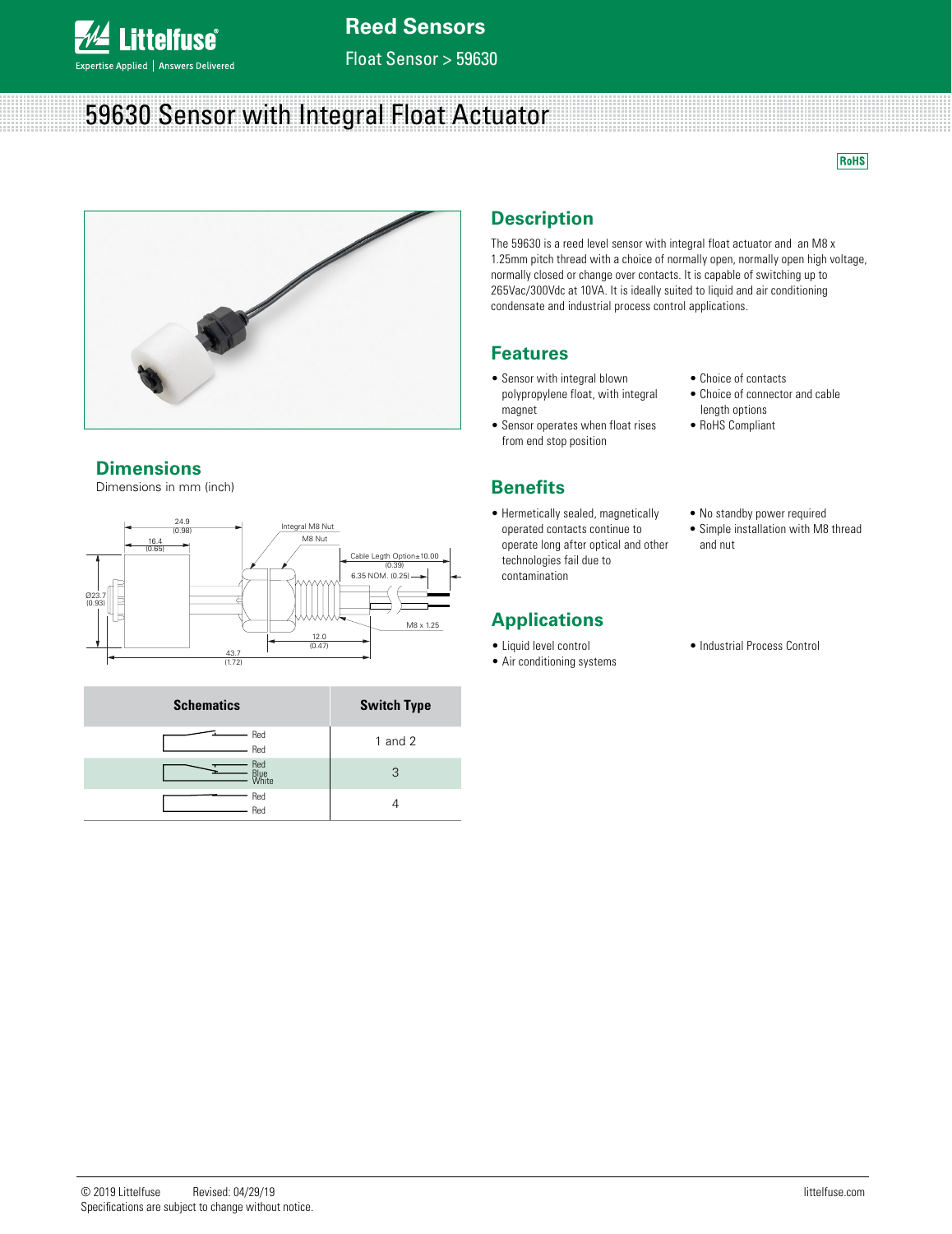# 59630 Sensor with Integral Float Actuator

RoHS

## Description

The 59630 is a reed level sensor with integral float actuator and an M8 x 1.25mm pitch thread with a choice of normally open, normally open high voltage, normally closed or change over contacts. It is capable of switching up to 265Vac/300Vdc at 10VA. It is ideally suited to liquid and air conditioning condensate and industrial process control applications.

## Features

- Sensor with integral blown polypropylene float, with integral magnet
- Sensor operates when float rises from end stop position
- Choice of contacts
- Choice of connector and cable length options
- RoHS Compliant

## Benefits

- Hermetically sealed, magnetically operated contacts continue to operate long after optical and other technologies fail due to contamination
- No standby power required
- Simple installation with M8 thread and nut

## Applications

- Liquid level control
- Air conditioning systems
- Industrial Process Control

## Dimensions

Dimensions in mm (inch)

24.9 (0.98)
16.4 (0.65)
Ø23.7 (0.93)
Integral M8 Nut
M8 Nut
Cable Legth Option±10.00 (0.39)
6.35 NOM. (0.25)
M8 x 1.25
12.0 (0.47)
43.7 (1.72)

| Schematics | Switch Type |
|---|---|
| Red / Red | 1 and 2 |
| Red / Blue / White | 3 |
| Red / Red | 4 |

© 2019 Littelfuse Revised: 04/29/19
Specifications are subject to change without notice.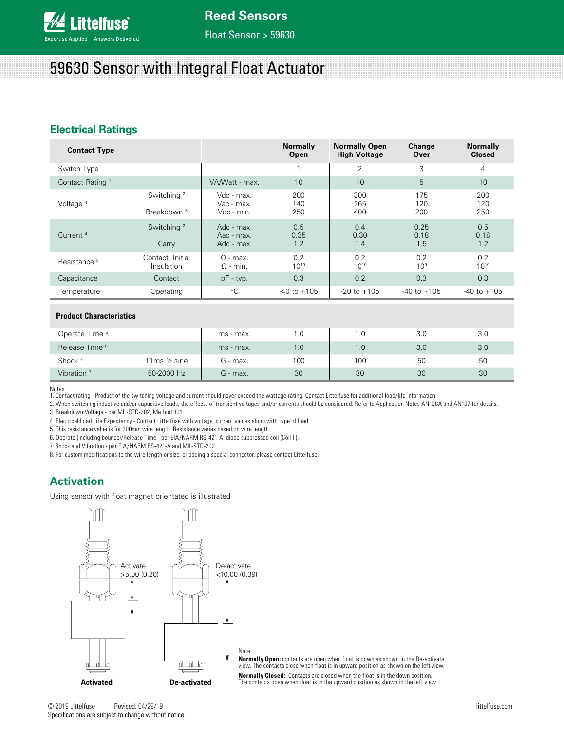# 59630 Sensor with Integral Float Actuator

## Electrical Ratings

| Contact Type | | | Normally Open | Normally Open High Voltage | Change Over | Normally Closed |
|---|---|---|---|---|---|---|
| Switch Type | | | 1 | 2 | 3 | 4 |
| Contact Rating [1] | | VA/Watt - max. | 10 | 10 | 5 | 10 |
| Voltage [4] | Switching [2] | Vdc - max.<br>Vac - max. | 200<br>140 | 300<br>265 | 175<br>120 | 200<br>120 |
| | Breakdown [3] | Vdc - min. | 250 | 400 | 200 | 250 |
| Current [4] | Switching [2] | Adc - max.<br>Aac - max. | 0.5<br>0.35 | 0.4<br>0.30 | 0.25<br>0.18 | 0.5<br>0.18 |
| | Carry | Adc - max. | 1.2 | 1.4 | 1.5 | 1.2 |
| Resistance [5] | Contact, Initial | Ω - max. | 0.2 | 0.2 | 0.2 | 0.2 |
| | Insulation | Ω - min. | $10^{10}$ | $10^{10}$ | $10^{9}$ | $10^{10}$ |
| Capacitance | Contact | pF - typ. | 0.3 | 0.2 | 0.3 | 0.3 |
| Temperature | Operating | °C | -40 to +105 | -20 to +105 | -40 to +105 | -40 to +105 |
| **Product Characteristics** | | | | | | |
| Operate Time [6] | | ms - max. | 1.0 | 1.0 | 3.0 | 3.0 |
| Release Time [6] | | ms - max. | 1.0 | 1.0 | 3.0 | 3.0 |
| Shock [7] | 11ms ½ sine | G - max. | 100 | 100 | 50 | 50 |
| Vibration [7] | 50-2000 Hz | G - max. | 30 | 30 | 30 | 30 |

Notes:
1. Contact rating - Product of the switching voltage and current should never exceed the wattage rating. Contact Littelfuse for additional load/life information.
2. When switching inductive and/or capacitive loads, the effects of transient voltages and/or currents should be considered. Refer to Application Notes AN108A and AN107 for details.
3. Breakdown Voltage - per MIL-STD-202, Method 301.
4. Electrical Load Life Expectancy - Contact Littelfuse with voltage, current values along with type of load.
5. This resistance value is for 300mm wire length. Resistance varies based on wire length.
6. Operate (including bounce)/Release Time - per EIA/NARM RS-421-A, diode suppressed coil (Coil II).
7. Shock and Vibration - per EIA/NARM RS-421-A and MIL-STD-202.
8. For custom modifications to the wire length or size, or adding a special connector, please contact Littelfuse.

## Activation

Using sensor with float magnet orientated is illustrated

Activate >5.00 (0.20)

De-activate <10.00 (0.39)

**Activated** **De-activated**

Note:
**Normally Open:** contacts are open when float is down as shown in the De-activate view. The contacts close when float is in upward position as shown on the left view.

**Normally Closed:** Contacts are closed when the float is in the down position. The contacts open when float is in the upward position as shown in the left view.

© 2019 Littelfuse Revised: 04/29/19
Specifications are subject to change without notice.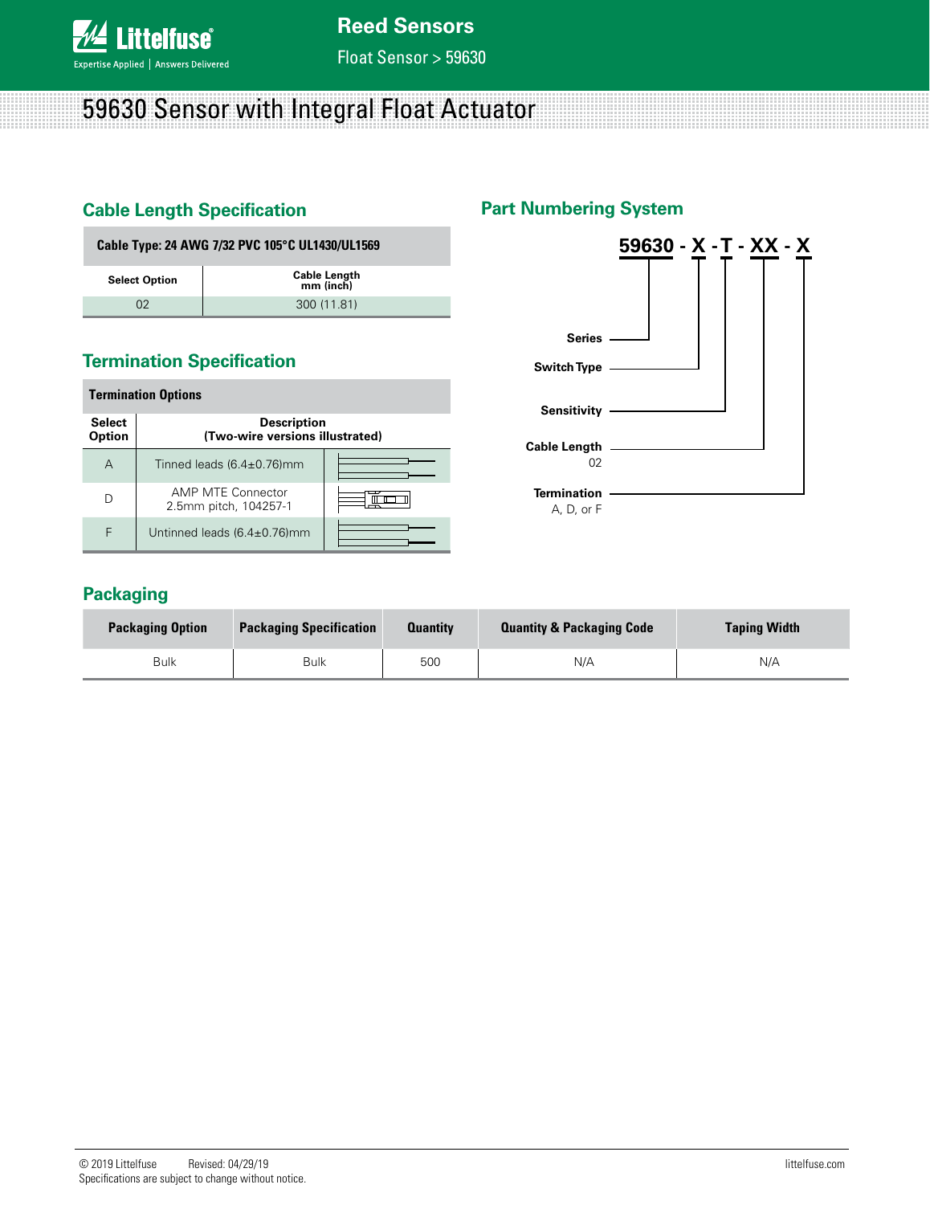# 59630 Sensor with Integral Float Actuator

## Cable Length Specification

| Cable Type: 24 AWG 7/32 PVC 105°C UL1430/UL1569 | |
|---|---|
| **Select Option** | **Cable Length mm (inch)** |
| 02 | 300 (11.81) |

## Termination Specification

| Termination Options | | |
|---|---|---|
| **Select Option** | **Description (Two-wire versions illustrated)** | |
| A | Tinned leads (6.4±0.76)mm | |
| D | AMP MTE Connector 2.5mm pitch, 104257-1 | |
| F | Untinned leads (6.4±0.76)mm | |

## Part Numbering System

**59630 - X - T - XX - X**

- **Series**: 59630
- **Switch Type**: X
- **Sensitivity**: T
- **Cable Length**: XX — 02
- **Termination**: X — A, D, or F

## Packaging

| Packaging Option | Packaging Specification | Quantity | Quantity & Packaging Code | Taping Width |
|---|---|---|---|---|
| Bulk | Bulk | 500 | N/A | N/A |

© 2019 Littelfuse Revised: 04/29/19
Specifications are subject to change without notice.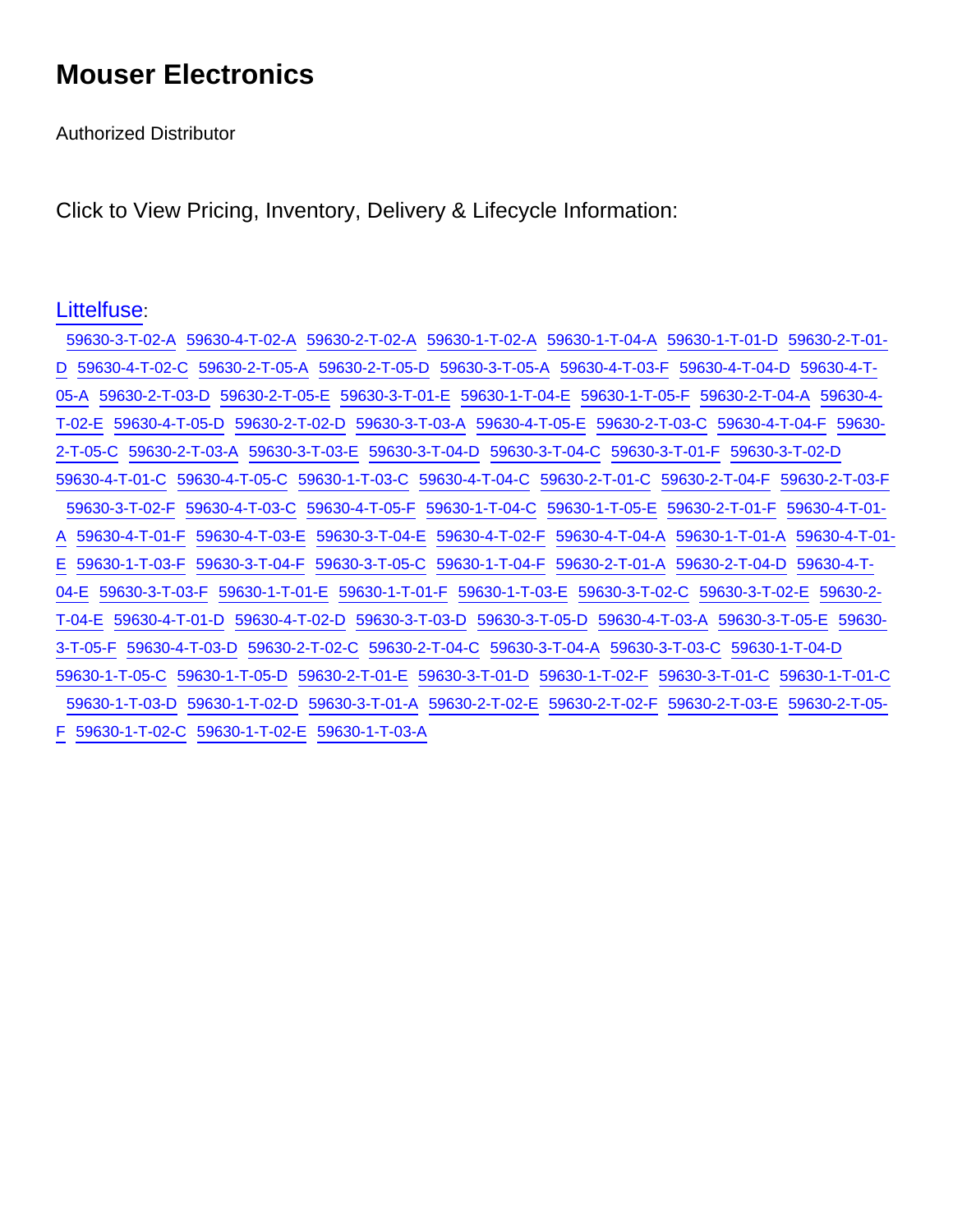# Mouser Electronics

Authorized Distributor

Click to View Pricing, Inventory, Delivery & Lifecycle Information:

Littelfuse:

59630-3-T-02-A 59630-4-T-02-A 59630-2-T-02-A 59630-1-T-02-A 59630-1-T-04-A 59630-1-T-01-D 59630-2-T-01-D 59630-4-T-02-C 59630-2-T-05-A 59630-2-T-05-D 59630-3-T-05-A 59630-4-T-03-F 59630-4-T-04-D 59630-4-T-05-A 59630-2-T-03-D 59630-2-T-05-E 59630-3-T-01-E 59630-1-T-04-E 59630-1-T-05-F 59630-2-T-04-A 59630-4-T-02-E 59630-4-T-05-D 59630-2-T-02-D 59630-3-T-03-A 59630-4-T-05-E 59630-2-T-03-C 59630-4-T-04-F 59630-2-T-05-C 59630-2-T-03-A 59630-3-T-03-E 59630-3-T-04-D 59630-3-T-04-C 59630-3-T-01-F 59630-3-T-02-D 59630-4-T-01-C 59630-4-T-05-C 59630-1-T-03-C 59630-4-T-04-C 59630-2-T-01-C 59630-2-T-04-F 59630-2-T-03-F 59630-3-T-02-F 59630-4-T-03-C 59630-4-T-05-F 59630-1-T-04-C 59630-1-T-05-E 59630-2-T-01-F 59630-4-T-01-A 59630-4-T-01-F 59630-4-T-03-E 59630-3-T-04-E 59630-4-T-02-F 59630-4-T-04-A 59630-1-T-01-A 59630-4-T-01-E 59630-1-T-03-F 59630-3-T-04-F 59630-3-T-05-C 59630-1-T-04-F 59630-2-T-01-A 59630-2-T-04-D 59630-4-T-04-E 59630-3-T-03-F 59630-1-T-01-E 59630-1-T-01-F 59630-1-T-03-E 59630-3-T-02-C 59630-3-T-02-E 59630-2-T-04-E 59630-4-T-01-D 59630-4-T-02-D 59630-3-T-03-D 59630-3-T-05-D 59630-4-T-03-A 59630-3-T-05-E 59630-3-T-05-F 59630-4-T-03-D 59630-2-T-02-C 59630-2-T-04-C 59630-3-T-04-A 59630-3-T-03-C 59630-1-T-04-D 59630-1-T-05-C 59630-1-T-05-D 59630-2-T-01-E 59630-3-T-01-D 59630-1-T-02-F 59630-3-T-01-C 59630-1-T-01-C 59630-1-T-03-D 59630-1-T-02-D 59630-3-T-01-A 59630-2-T-02-E 59630-2-T-02-F 59630-2-T-03-E 59630-2-T-05-F 59630-1-T-02-C 59630-1-T-02-E 59630-1-T-03-A